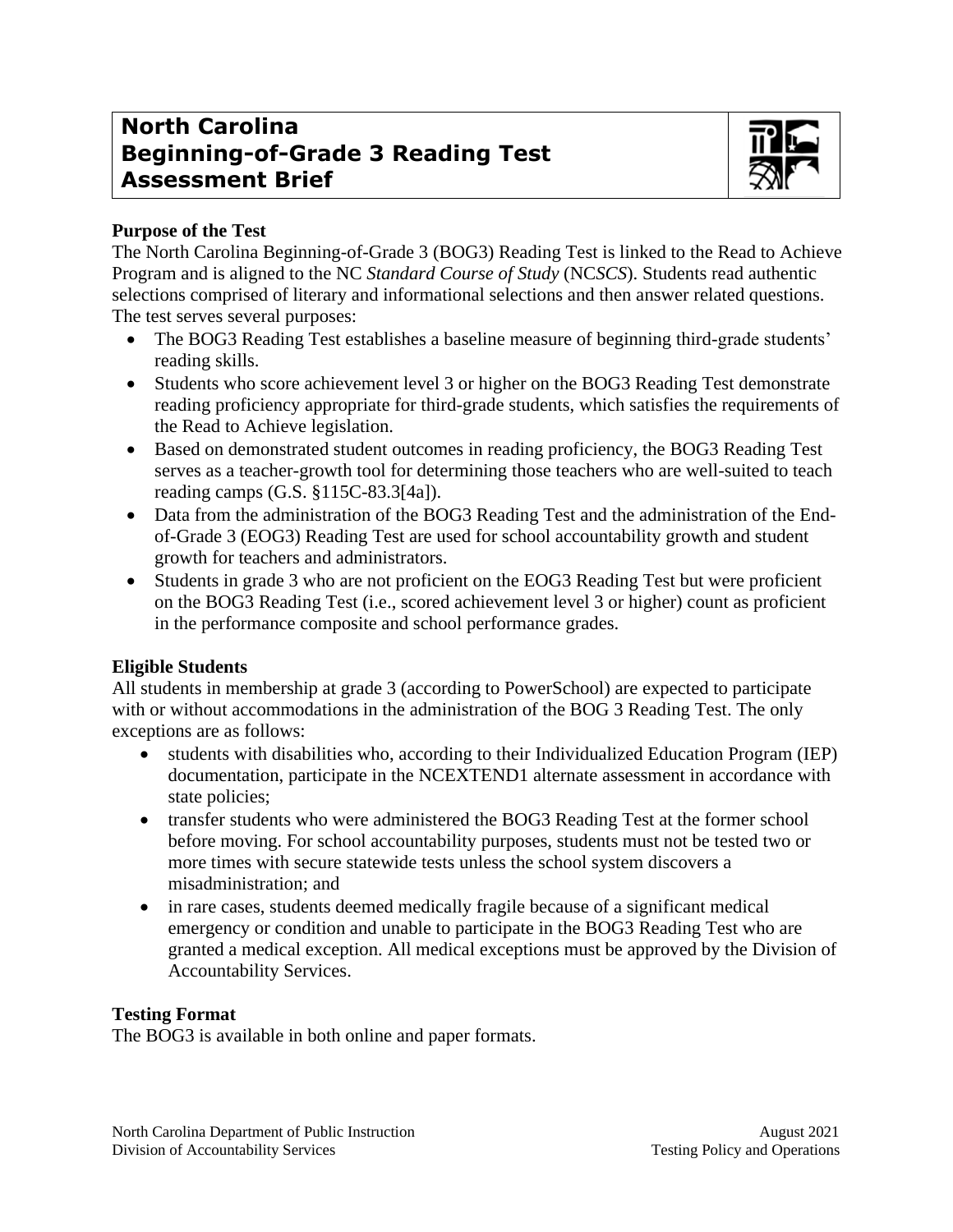# North Carolina Beginning-of-Grade 3 Reading Test Assessment Brief

## Purpose of the Test

The North Carolina Beginning-of-Grade 3 (BOG3) Reading Test is linked to the Read to Achieve Program and is aligned to the NC *Standard Course of Study* (NC*SCS*). Students read authentic selections comprised of literary and informational selections and then answer related questions. The test serves several purposes:

- The BOG3 Reading Test establishes a baseline measure of beginning third-grade students' reading skills.
- Students who score achievement level 3 or higher on the BOG3 Reading Test demonstrate reading proficiency appropriate for third-grade students, which satisfies the requirements of the Read to Achieve legislation.
- Based on demonstrated student outcomes in reading proficiency, the BOG3 Reading Test serves as a teacher-growth tool for determining those teachers who are well-suited to teach reading camps (G.S. §115C-83.3[4a]).
- Data from the administration of the BOG3 Reading Test and the administration of the End-of-Grade 3 (EOG3) Reading Test are used for school accountability growth and student growth for teachers and administrators.
- Students in grade 3 who are not proficient on the EOG3 Reading Test but were proficient on the BOG3 Reading Test (i.e., scored achievement level 3 or higher) count as proficient in the performance composite and school performance grades.

## Eligible Students

All students in membership at grade 3 (according to PowerSchool) are expected to participate with or without accommodations in the administration of the BOG 3 Reading Test. The only exceptions are as follows:

- students with disabilities who, according to their Individualized Education Program (IEP) documentation, participate in the NCEXTEND1 alternate assessment in accordance with state policies;
- transfer students who were administered the BOG3 Reading Test at the former school before moving. For school accountability purposes, students must not be tested two or more times with secure statewide tests unless the school system discovers a misadministration; and
- in rare cases, students deemed medically fragile because of a significant medical emergency or condition and unable to participate in the BOG3 Reading Test who are granted a medical exception. All medical exceptions must be approved by the Division of Accountability Services.

## Testing Format

The BOG3 is available in both online and paper formats.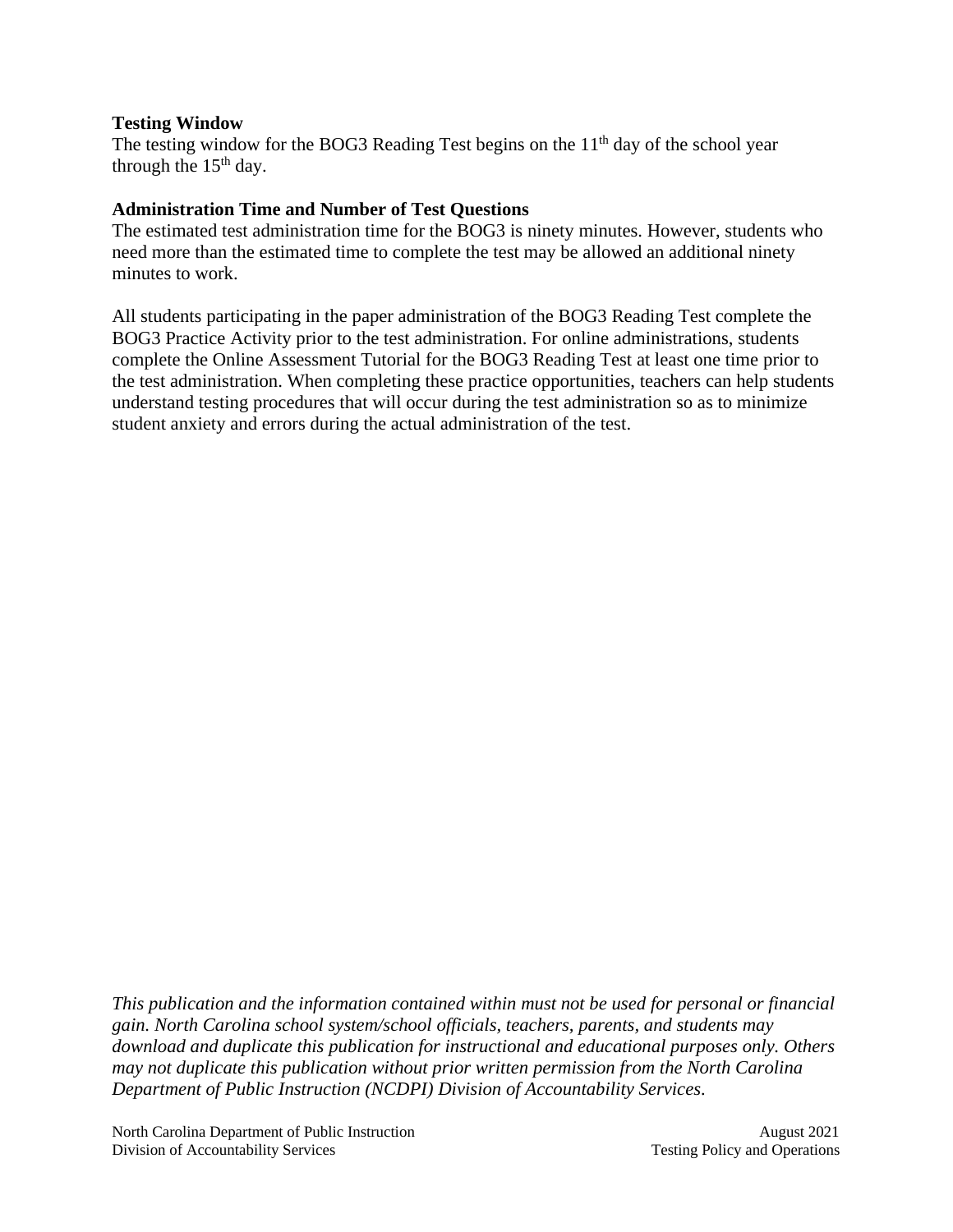**Testing Window**

The testing window for the BOG3 Reading Test begins on the 11th day of the school year through the 15th day.

**Administration Time and Number of Test Questions**

The estimated test administration time for the BOG3 is ninety minutes. However, students who need more than the estimated time to complete the test may be allowed an additional ninety minutes to work.

All students participating in the paper administration of the BOG3 Reading Test complete the BOG3 Practice Activity prior to the test administration. For online administrations, students complete the Online Assessment Tutorial for the BOG3 Reading Test at least one time prior to the test administration. When completing these practice opportunities, teachers can help students understand testing procedures that will occur during the test administration so as to minimize student anxiety and errors during the actual administration of the test.

*This publication and the information contained within must not be used for personal or financial gain. North Carolina school system/school officials, teachers, parents, and students may download and duplicate this publication for instructional and educational purposes only. Others may not duplicate this publication without prior written permission from the North Carolina Department of Public Instruction (NCDPI) Division of Accountability Services.*